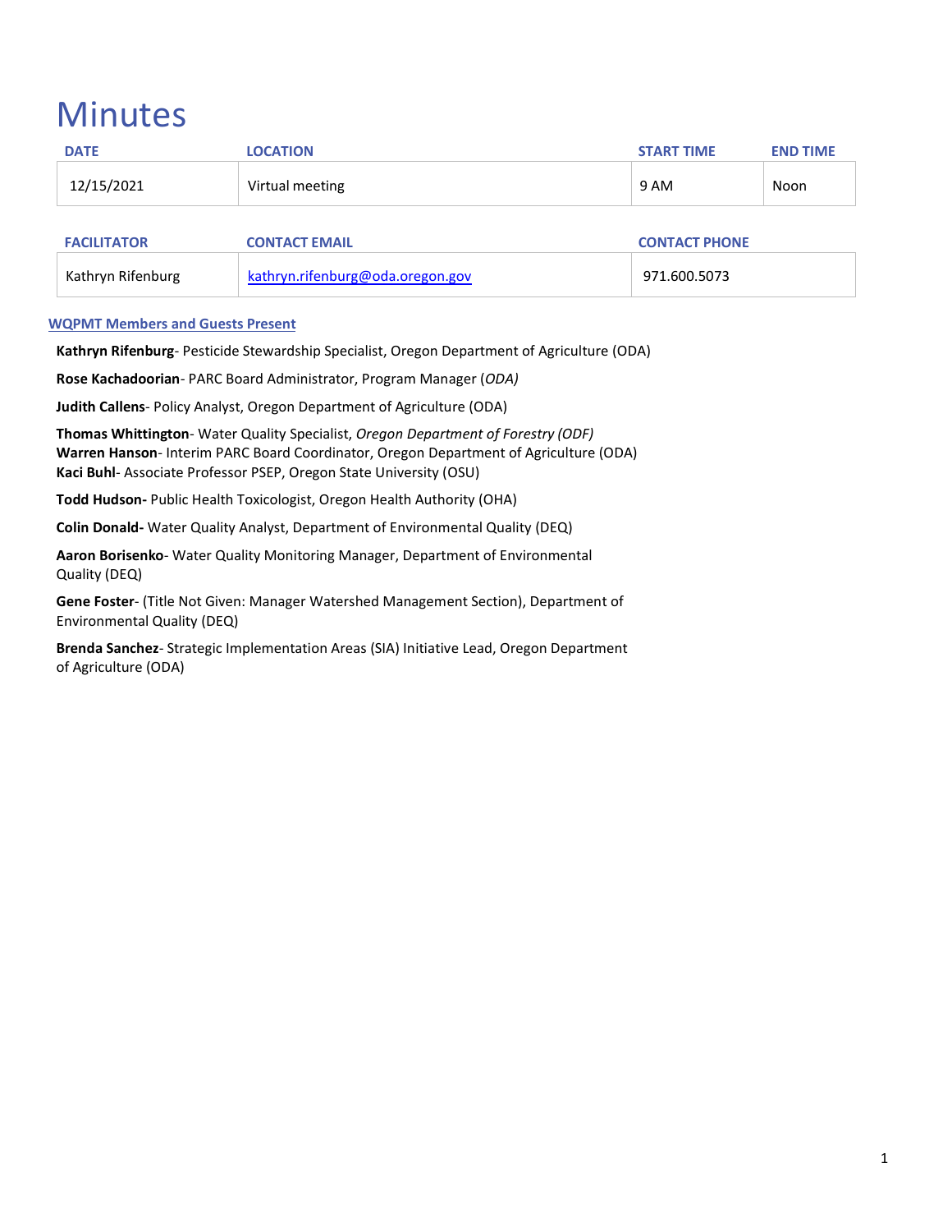# Minutes

| DATE | LOCATION | START TIME | END TIME |
|---|---|---|---|
| 12/15/2021 | Virtual meeting | 9 AM | Noon |

| FACILITATOR | CONTACT EMAIL | CONTACT PHONE |
|---|---|---|
| Kathryn Rifenburg | kathryn.rifenburg@oda.oregon.gov | 971.600.5073 |

## WQPMT Members and Guests Present

**Kathryn Rifenburg**- Pesticide Stewardship Specialist, Oregon Department of Agriculture (ODA)

**Rose Kachadoorian**- PARC Board Administrator, Program Manager (*ODA)*

**Judith Callens**- Policy Analyst, Oregon Department of Agriculture (ODA)

**Thomas Whittington**- Water Quality Specialist, *Oregon Department of Forestry (ODF)*
**Warren Hanson**- Interim PARC Board Coordinator, Oregon Department of Agriculture (ODA)
**Kaci Buhl**- Associate Professor PSEP, Oregon State University (OSU)

**Todd Hudson-** Public Health Toxicologist, Oregon Health Authority (OHA)

**Colin Donald-** Water Quality Analyst, Department of Environmental Quality (DEQ)

**Aaron Borisenko**- Water Quality Monitoring Manager, Department of Environmental Quality (DEQ)

**Gene Foster**- (Title Not Given: Manager Watershed Management Section), Department of Environmental Quality (DEQ)

**Brenda Sanchez**- Strategic Implementation Areas (SIA) Initiative Lead, Oregon Department of Agriculture (ODA)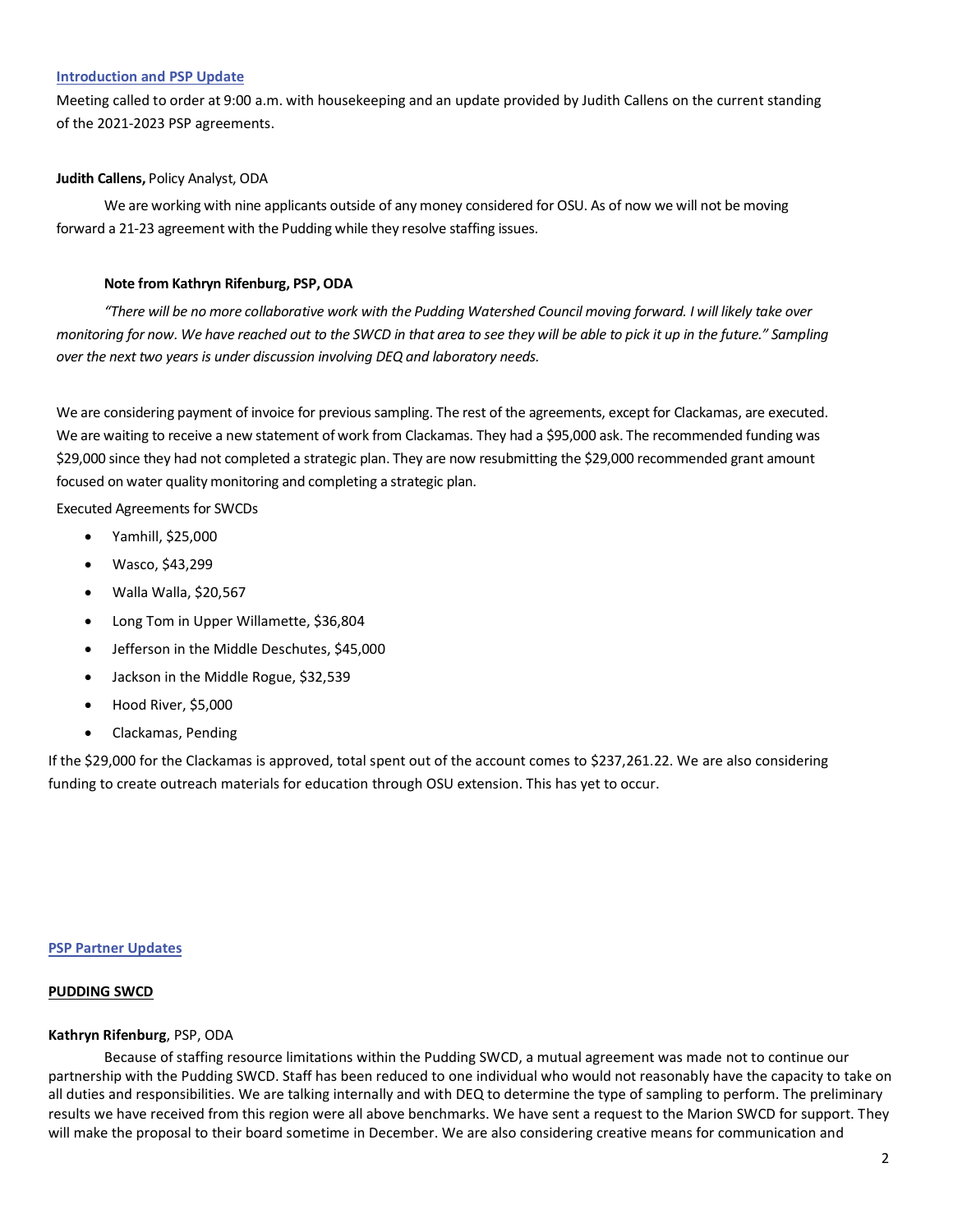## Introduction and PSP Update

Meeting called to order at 9:00 a.m. with housekeeping and an update provided by Judith Callens on the current standing of the 2021-2023 PSP agreements.

**Judith Callens,** Policy Analyst, ODA

We are working with nine applicants outside of any money considered for OSU. As of now we will not be moving forward a 21-23 agreement with the Pudding while they resolve staffing issues.

**Note from Kathryn Rifenburg, PSP, ODA**

*"There will be no more collaborative work with the Pudding Watershed Council moving forward. I will likely take over monitoring for now. We have reached out to the SWCD in that area to see they will be able to pick it up in the future." Sampling over the next two years is under discussion involving DEQ and laboratory needs.*

We are considering payment of invoice for previous sampling. The rest of the agreements, except for Clackamas, are executed. We are waiting to receive a new statement of work from Clackamas. They had a $95,000 ask. The recommended funding was $29,000 since they had not completed a strategic plan. They are now resubmitting the $29,000 recommended grant amount focused on water quality monitoring and completing a strategic plan.

Executed Agreements for SWCDs

- Yamhill, $25,000
- Wasco, $43,299
- Walla Walla, $20,567
- Long Tom in Upper Willamette, $36,804
- Jefferson in the Middle Deschutes, $45,000
- Jackson in the Middle Rogue, $32,539
- Hood River, $5,000
- Clackamas, Pending

If the $29,000 for the Clackamas is approved, total spent out of the account comes to $237,261.22. We are also considering funding to create outreach materials for education through OSU extension. This has yet to occur.

## PSP Partner Updates

### PUDDING SWCD

**Kathryn Rifenburg**, PSP, ODA

Because of staffing resource limitations within the Pudding SWCD, a mutual agreement was made not to continue our partnership with the Pudding SWCD. Staff has been reduced to one individual who would not reasonably have the capacity to take on all duties and responsibilities. We are talking internally and with DEQ to determine the type of sampling to perform. The preliminary results we have received from this region were all above benchmarks. We have sent a request to the Marion SWCD for support. They will make the proposal to their board sometime in December. We are also considering creative means for communication and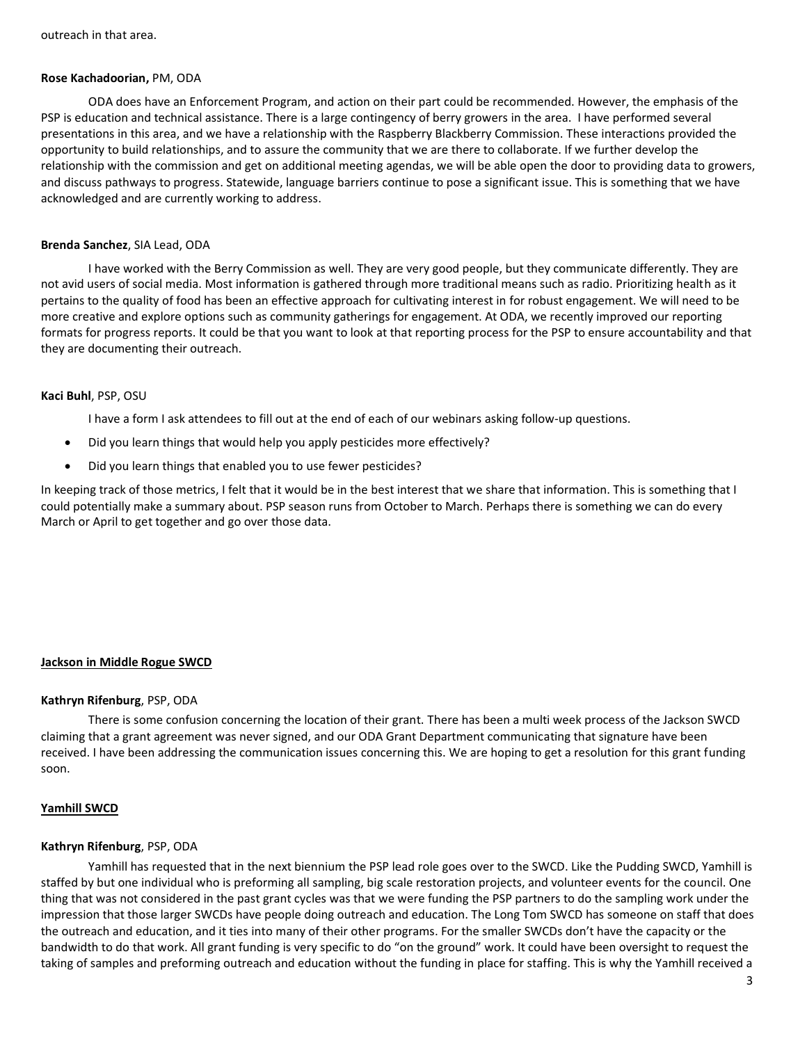outreach in that area.

**Rose Kachadoorian,** PM, ODA

ODA does have an Enforcement Program, and action on their part could be recommended. However, the emphasis of the PSP is education and technical assistance. There is a large contingency of berry growers in the area. I have performed several presentations in this area, and we have a relationship with the Raspberry Blackberry Commission. These interactions provided the opportunity to build relationships, and to assure the community that we are there to collaborate. If we further develop the relationship with the commission and get on additional meeting agendas, we will be able open the door to providing data to growers, and discuss pathways to progress. Statewide, language barriers continue to pose a significant issue. This is something that we have acknowledged and are currently working to address.

**Brenda Sanchez**, SIA Lead, ODA

I have worked with the Berry Commission as well. They are very good people, but they communicate differently. They are not avid users of social media. Most information is gathered through more traditional means such as radio. Prioritizing health as it pertains to the quality of food has been an effective approach for cultivating interest in for robust engagement. We will need to be more creative and explore options such as community gatherings for engagement. At ODA, we recently improved our reporting formats for progress reports. It could be that you want to look at that reporting process for the PSP to ensure accountability and that they are documenting their outreach.

**Kaci Buhl**, PSP, OSU

I have a form I ask attendees to fill out at the end of each of our webinars asking follow-up questions.

- Did you learn things that would help you apply pesticides more effectively?
- Did you learn things that enabled you to use fewer pesticides?

In keeping track of those metrics, I felt that it would be in the best interest that we share that information. This is something that I could potentially make a summary about. PSP season runs from October to March. Perhaps there is something we can do every March or April to get together and go over those data.

<u>**Jackson in Middle Rogue SWCD**</u>

**Kathryn Rifenburg**, PSP, ODA

There is some confusion concerning the location of their grant. There has been a multi week process of the Jackson SWCD claiming that a grant agreement was never signed, and our ODA Grant Department communicating that signature have been received. I have been addressing the communication issues concerning this. We are hoping to get a resolution for this grant funding soon.

<u>**Yamhill SWCD**</u>

**Kathryn Rifenburg**, PSP, ODA

Yamhill has requested that in the next biennium the PSP lead role goes over to the SWCD. Like the Pudding SWCD, Yamhill is staffed by but one individual who is preforming all sampling, big scale restoration projects, and volunteer events for the council. One thing that was not considered in the past grant cycles was that we were funding the PSP partners to do the sampling work under the impression that those larger SWCDs have people doing outreach and education. The Long Tom SWCD has someone on staff that does the outreach and education, and it ties into many of their other programs. For the smaller SWCDs don't have the capacity or the bandwidth to do that work. All grant funding is very specific to do "on the ground" work. It could have been oversight to request the taking of samples and preforming outreach and education without the funding in place for staffing. This is why the Yamhill received a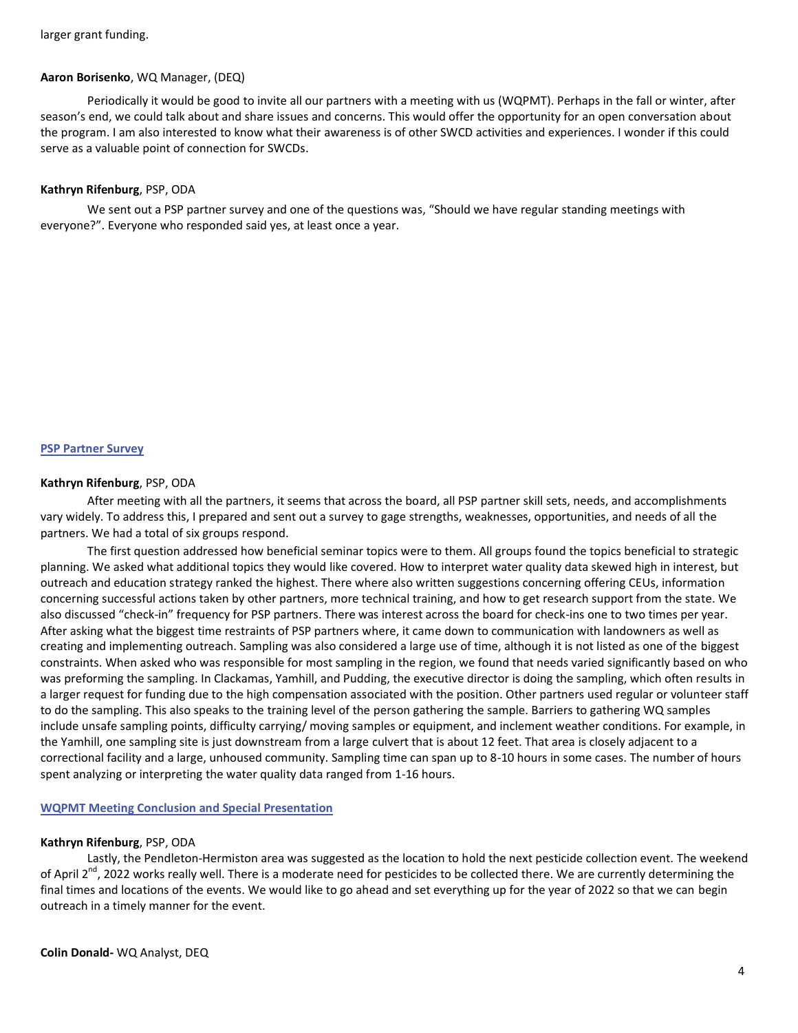larger grant funding.

**Aaron Borisenko**, WQ Manager, (DEQ)

Periodically it would be good to invite all our partners with a meeting with us (WQPMT). Perhaps in the fall or winter, after season's end, we could talk about and share issues and concerns. This would offer the opportunity for an open conversation about the program. I am also interested to know what their awareness is of other SWCD activities and experiences. I wonder if this could serve as a valuable point of connection for SWCDs.

**Kathryn Rifenburg**, PSP, ODA

We sent out a PSP partner survey and one of the questions was, "Should we have regular standing meetings with everyone?". Everyone who responded said yes, at least once a year.

## PSP Partner Survey

**Kathryn Rifenburg**, PSP, ODA

After meeting with all the partners, it seems that across the board, all PSP partner skill sets, needs, and accomplishments vary widely. To address this, I prepared and sent out a survey to gage strengths, weaknesses, opportunities, and needs of all the partners. We had a total of six groups respond.

The first question addressed how beneficial seminar topics were to them. All groups found the topics beneficial to strategic planning. We asked what additional topics they would like covered. How to interpret water quality data skewed high in interest, but outreach and education strategy ranked the highest. There where also written suggestions concerning offering CEUs, information concerning successful actions taken by other partners, more technical training, and how to get research support from the state. We also discussed "check-in" frequency for PSP partners. There was interest across the board for check-ins one to two times per year. After asking what the biggest time restraints of PSP partners where, it came down to communication with landowners as well as creating and implementing outreach. Sampling was also considered a large use of time, although it is not listed as one of the biggest constraints. When asked who was responsible for most sampling in the region, we found that needs varied significantly based on who was preforming the sampling. In Clackamas, Yamhill, and Pudding, the executive director is doing the sampling, which often results in a larger request for funding due to the high compensation associated with the position. Other partners used regular or volunteer staff to do the sampling. This also speaks to the training level of the person gathering the sample. Barriers to gathering WQ samples include unsafe sampling points, difficulty carrying/ moving samples or equipment, and inclement weather conditions. For example, in the Yamhill, one sampling site is just downstream from a large culvert that is about 12 feet. That area is closely adjacent to a correctional facility and a large, unhoused community. Sampling time can span up to 8-10 hours in some cases. The number of hours spent analyzing or interpreting the water quality data ranged from 1-16 hours.

## WQPMT Meeting Conclusion and Special Presentation

**Kathryn Rifenburg**, PSP, ODA

Lastly, the Pendleton-Hermiston area was suggested as the location to hold the next pesticide collection event. The weekend of April 2nd, 2022 works really well. There is a moderate need for pesticides to be collected there. We are currently determining the final times and locations of the events. We would like to go ahead and set everything up for the year of 2022 so that we can begin outreach in a timely manner for the event.

**Colin Donald-** WQ Analyst, DEQ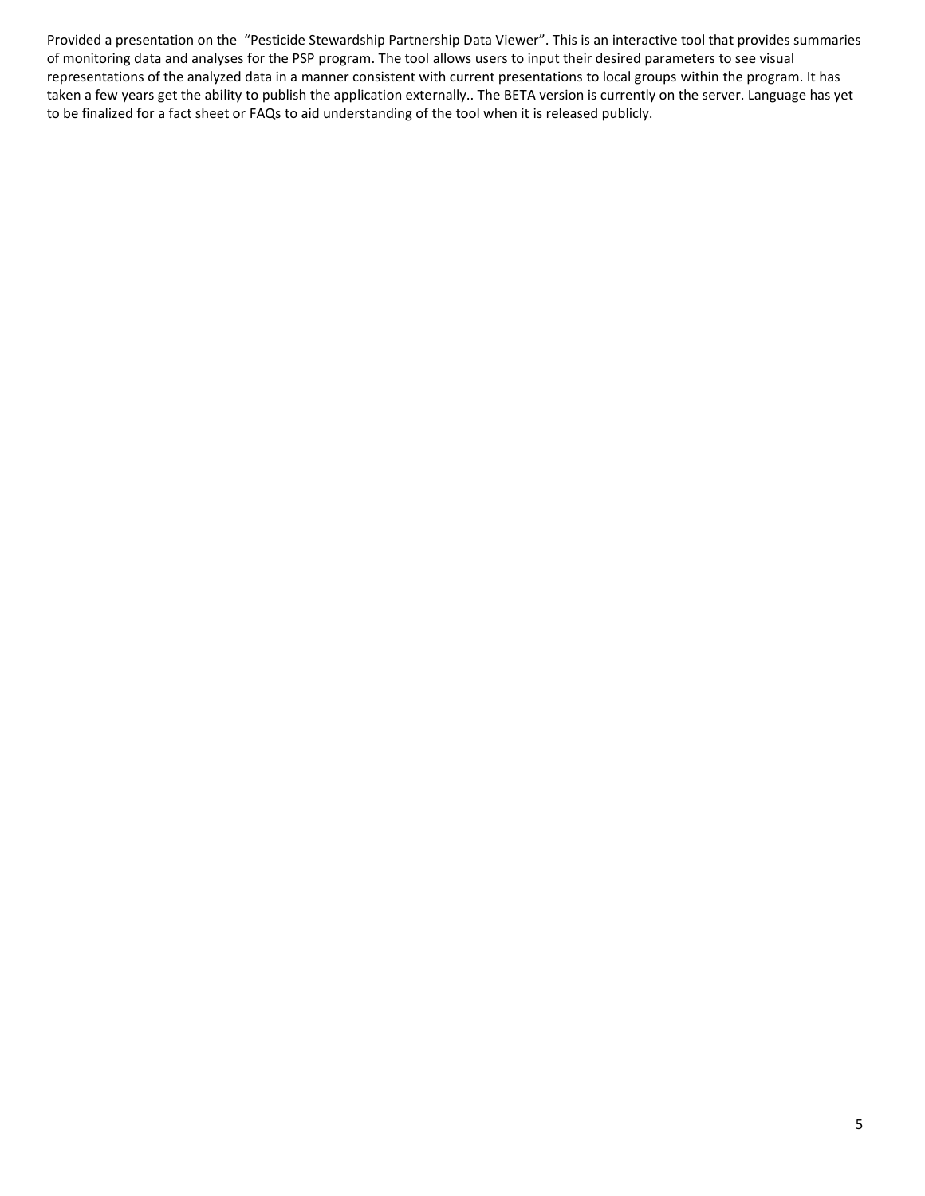Provided a presentation on the "Pesticide Stewardship Partnership Data Viewer". This is an interactive tool that provides summaries of monitoring data and analyses for the PSP program. The tool allows users to input their desired parameters to see visual representations of the analyzed data in a manner consistent with current presentations to local groups within the program. It has taken a few years get the ability to publish the application externally.. The BETA version is currently on the server. Language has yet to be finalized for a fact sheet or FAQs to aid understanding of the tool when it is released publicly.